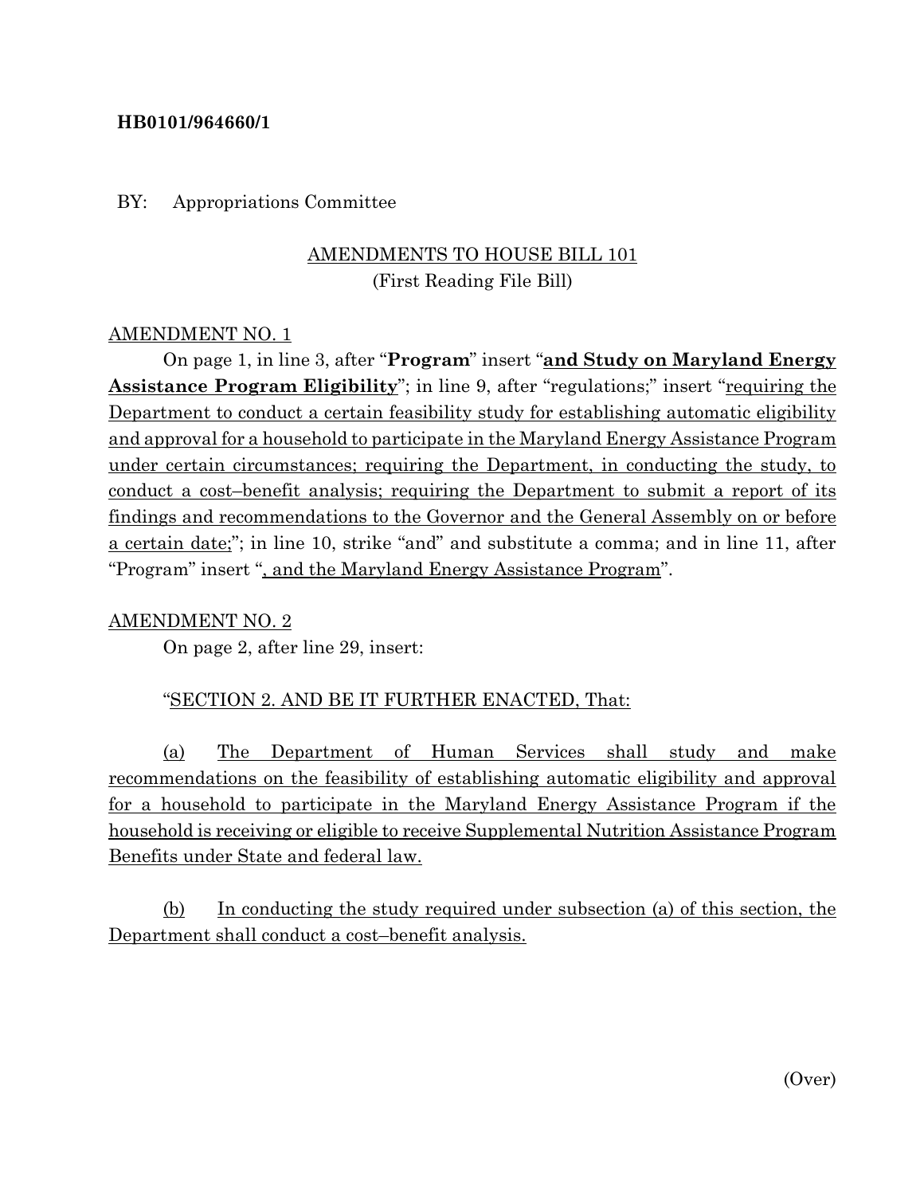**HB0101/964660/1**

BY: Appropriations Committee

AMENDMENTS TO HOUSE BILL 101
(First Reading File Bill)

AMENDMENT NO. 1

On page 1, in line 3, after "**Program**" insert "**and Study on Maryland Energy Assistance Program Eligibility**"; in line 9, after "regulations;" insert "requiring the Department to conduct a certain feasibility study for establishing automatic eligibility and approval for a household to participate in the Maryland Energy Assistance Program under certain circumstances; requiring the Department, in conducting the study, to conduct a cost–benefit analysis; requiring the Department to submit a report of its findings and recommendations to the Governor and the General Assembly on or before a certain date;"; in line 10, strike "and" and substitute a comma; and in line 11, after "Program" insert ", and the Maryland Energy Assistance Program".

AMENDMENT NO. 2

On page 2, after line 29, insert:

"SECTION 2. AND BE IT FURTHER ENACTED, That:

(a) The Department of Human Services shall study and make recommendations on the feasibility of establishing automatic eligibility and approval for a household to participate in the Maryland Energy Assistance Program if the household is receiving or eligible to receive Supplemental Nutrition Assistance Program Benefits under State and federal law.

(b) In conducting the study required under subsection (a) of this section, the Department shall conduct a cost–benefit analysis.

(Over)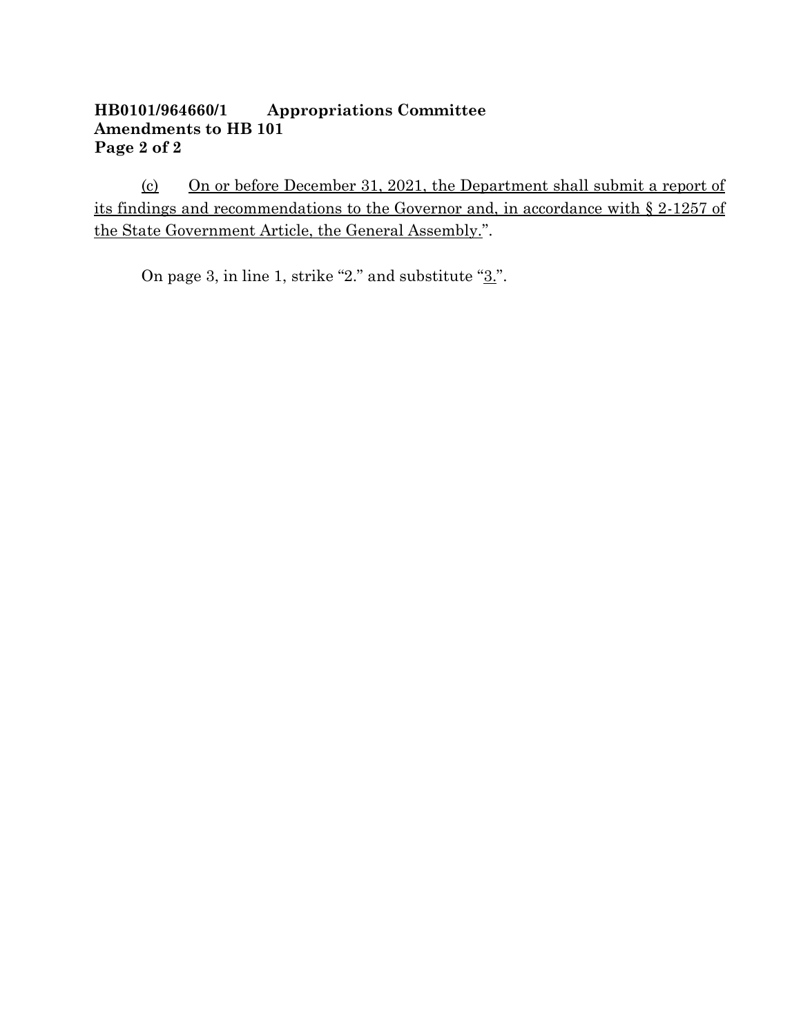(c) On or before December 31, 2021, the Department shall submit a report of its findings and recommendations to the Governor and, in accordance with § 2-1257 of the State Government Article, the General Assembly.".

On page 3, in line 1, strike "2." and substitute "3.".